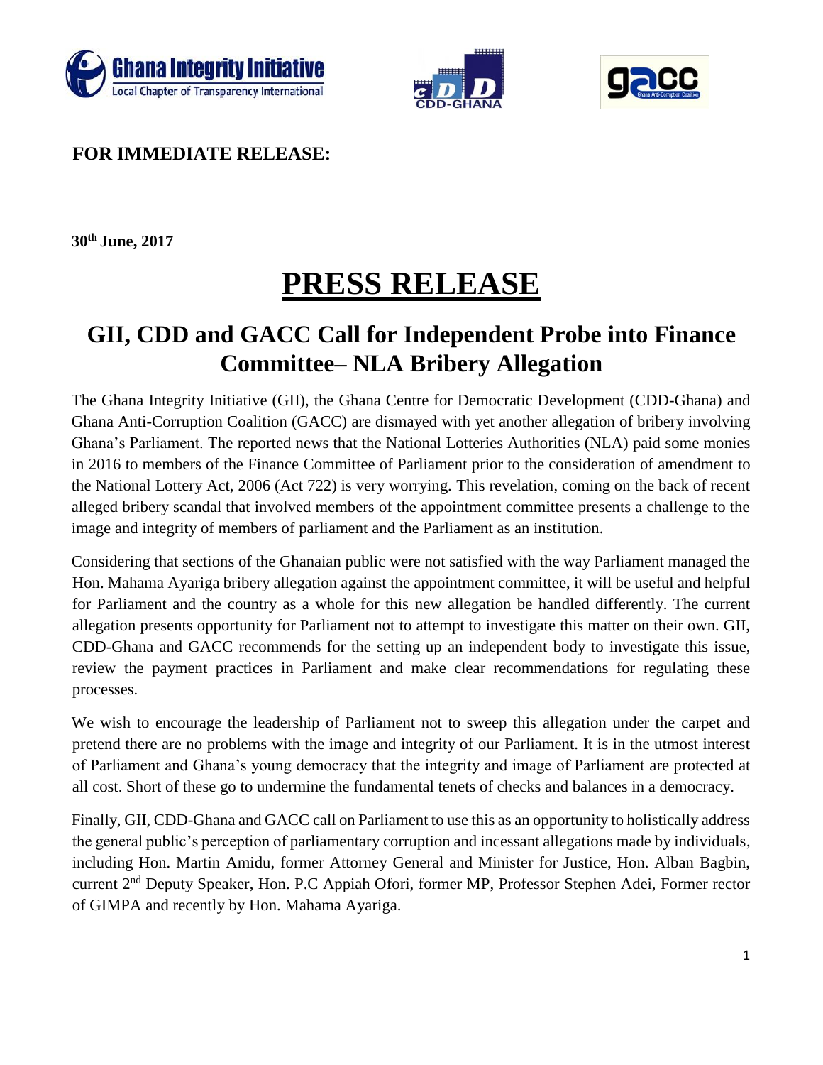**FOR IMMEDIATE RELEASE:**

**30th June, 2017**

# PRESS RELEASE

## GII, CDD and GACC Call for Independent Probe into Finance Committee– NLA Bribery Allegation

The Ghana Integrity Initiative (GII), the Ghana Centre for Democratic Development (CDD-Ghana) and Ghana Anti-Corruption Coalition (GACC) are dismayed with yet another allegation of bribery involving Ghana's Parliament. The reported news that the National Lotteries Authorities (NLA) paid some monies in 2016 to members of the Finance Committee of Parliament prior to the consideration of amendment to the National Lottery Act, 2006 (Act 722) is very worrying. This revelation, coming on the back of recent alleged bribery scandal that involved members of the appointment committee presents a challenge to the image and integrity of members of parliament and the Parliament as an institution.

Considering that sections of the Ghanaian public were not satisfied with the way Parliament managed the Hon. Mahama Ayariga bribery allegation against the appointment committee, it will be useful and helpful for Parliament and the country as a whole for this new allegation be handled differently. The current allegation presents opportunity for Parliament not to attempt to investigate this matter on their own. GII, CDD-Ghana and GACC recommends for the setting up an independent body to investigate this issue, review the payment practices in Parliament and make clear recommendations for regulating these processes.

We wish to encourage the leadership of Parliament not to sweep this allegation under the carpet and pretend there are no problems with the image and integrity of our Parliament. It is in the utmost interest of Parliament and Ghana's young democracy that the integrity and image of Parliament are protected at all cost. Short of these go to undermine the fundamental tenets of checks and balances in a democracy.

Finally, GII, CDD-Ghana and GACC call on Parliament to use this as an opportunity to holistically address the general public's perception of parliamentary corruption and incessant allegations made by individuals, including Hon. Martin Amidu, former Attorney General and Minister for Justice, Hon. Alban Bagbin, current 2nd Deputy Speaker, Hon. P.C Appiah Ofori, former MP, Professor Stephen Adei, Former rector of GIMPA and recently by Hon. Mahama Ayariga.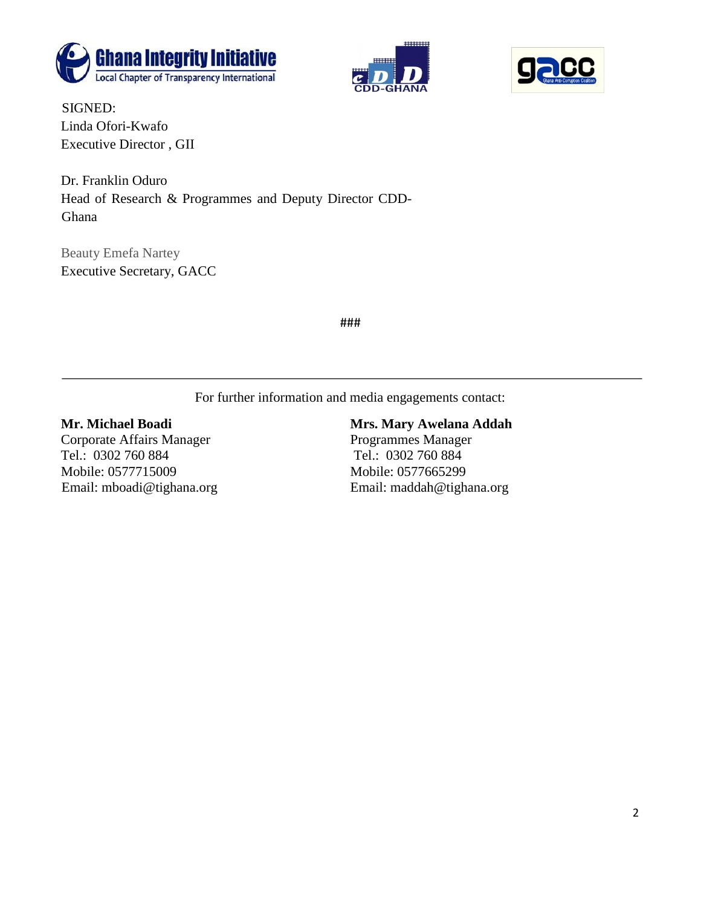Ghana Integrity Initiative
Local Chapter of Transparency International

CDD-GHANA

gacc
Ghana Anti-Corruption Coalition

SIGNED:
Linda Ofori-Kwafo
Executive Director , GII

Dr. Franklin Oduro
Head of Research & Programmes and Deputy Director CDD-Ghana

Beauty Emefa Nartey
Executive Secretary, GACC

###

---

For further information and media engagements contact:

**Mr. Michael Boadi**
Corporate Affairs Manager
Tel.: 0302 760 884
Mobile: 0577715009
Email: mboadi@tighana.org

**Mrs. Mary Awelana Addah**
Programmes Manager
Tel.: 0302 760 884
Mobile: 0577665299
Email: maddah@tighana.org